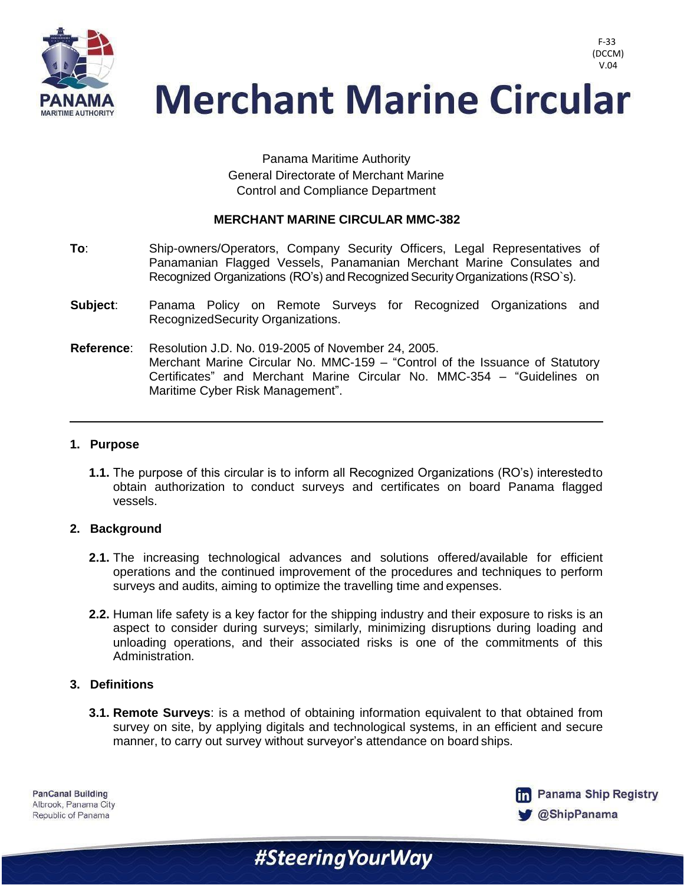F-33
(DCCM)
V.04

# Merchant Marine Circular

Panama Maritime Authority
General Directorate of Merchant Marine
Control and Compliance Department

**MERCHANT MARINE CIRCULAR MMC-382**

**To**: Ship-owners/Operators, Company Security Officers, Legal Representatives of Panamanian Flagged Vessels, Panamanian Merchant Marine Consulates and Recognized Organizations (RO's) and Recognized Security Organizations (RSO`s).

**Subject**: Panama Policy on Remote Surveys for Recognized Organizations and RecognizedSecurity Organizations.

**Reference**: Resolution J.D. No. 019-2005 of November 24, 2005.
Merchant Marine Circular No. MMC-159 – "Control of the Issuance of Statutory Certificates" and Merchant Marine Circular No. MMC-354 – "Guidelines on Maritime Cyber Risk Management".

---

## 1. Purpose

**1.1.** The purpose of this circular is to inform all Recognized Organizations (RO's) interestedto obtain authorization to conduct surveys and certificates on board Panama flagged vessels.

## 2. Background

**2.1.** The increasing technological advances and solutions offered/available for efficient operations and the continued improvement of the procedures and techniques to perform surveys and audits, aiming to optimize the travelling time and expenses.

**2.2.** Human life safety is a key factor for the shipping industry and their exposure to risks is an aspect to consider during surveys; similarly, minimizing disruptions during loading and unloading operations, and their associated risks is one of the commitments of this Administration.

## 3. Definitions

**3.1. Remote Surveys**: is a method of obtaining information equivalent to that obtained from survey on site, by applying digitals and technological systems, in an efficient and secure manner, to carry out survey without surveyor's attendance on board ships.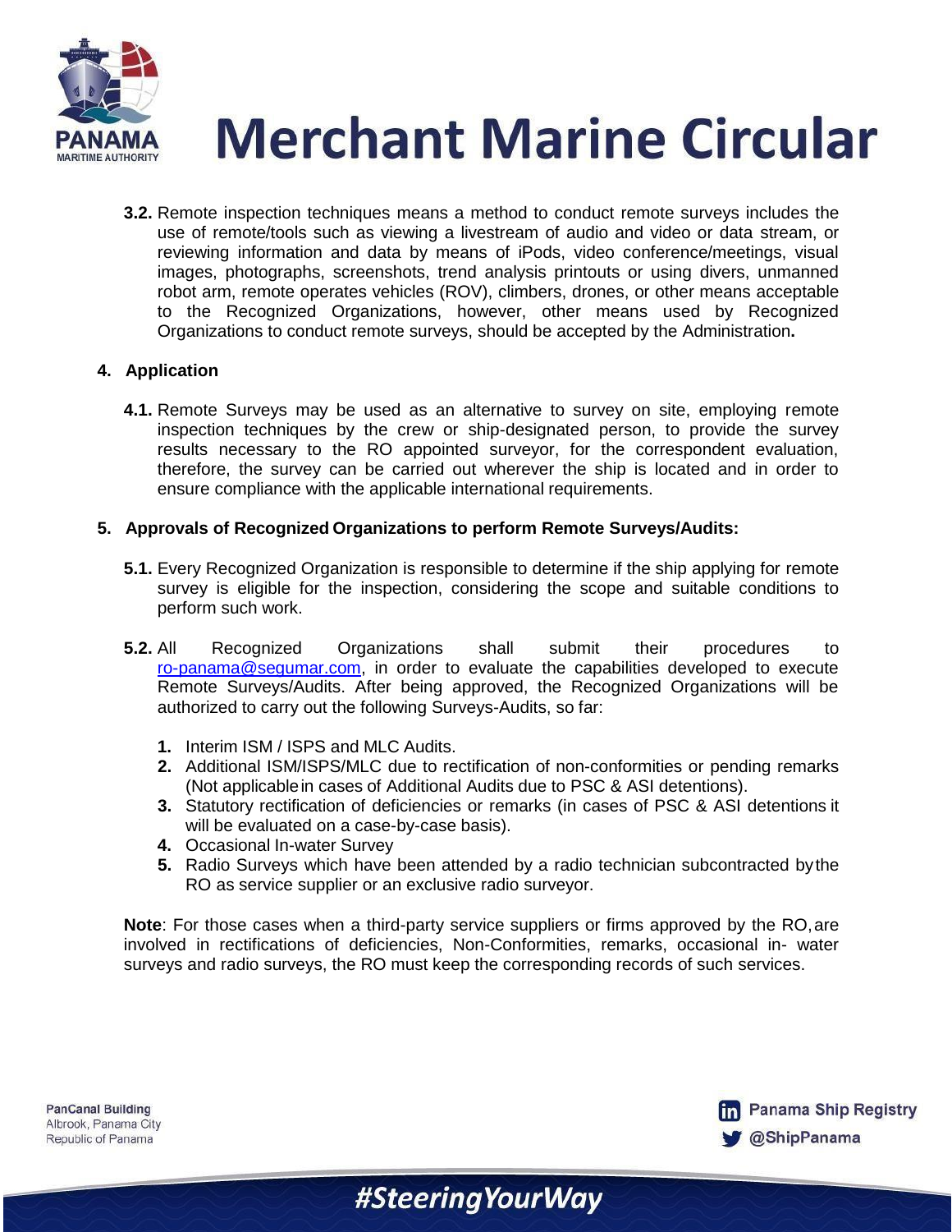**3.2.** Remote inspection techniques means a method to conduct remote surveys includes the use of remote/tools such as viewing a livestream of audio and video or data stream, or reviewing information and data by means of iPods, video conference/meetings, visual images, photographs, screenshots, trend analysis printouts or using divers, unmanned robot arm, remote operates vehicles (ROV), climbers, drones, or other means acceptable to the Recognized Organizations, however, other means used by Recognized Organizations to conduct remote surveys, should be accepted by the Administration**.**

## 4. Application

**4.1.** Remote Surveys may be used as an alternative to survey on site, employing remote inspection techniques by the crew or ship-designated person, to provide the survey results necessary to the RO appointed surveyor, for the correspondent evaluation, therefore, the survey can be carried out wherever the ship is located and in order to ensure compliance with the applicable international requirements.

## 5. Approvals of Recognized Organizations to perform Remote Surveys/Audits:

**5.1.** Every Recognized Organization is responsible to determine if the ship applying for remote survey is eligible for the inspection, considering the scope and suitable conditions to perform such work.

**5.2.** All Recognized Organizations shall submit their procedures to ro-panama@segumar.com, in order to evaluate the capabilities developed to execute Remote Surveys/Audits. After being approved, the Recognized Organizations will be authorized to carry out the following Surveys-Audits, so far:

1. Interim ISM / ISPS and MLC Audits.
2. Additional ISM/ISPS/MLC due to rectification of non-conformities or pending remarks (Not applicable in cases of Additional Audits due to PSC & ASI detentions).
3. Statutory rectification of deficiencies or remarks (in cases of PSC & ASI detentions it will be evaluated on a case-by-case basis).
4. Occasional In-water Survey
5. Radio Surveys which have been attended by a radio technician subcontracted by the RO as service supplier or an exclusive radio surveyor.

**Note**: For those cases when a third-party service suppliers or firms approved by the RO, are involved in rectifications of deficiencies, Non-Conformities, remarks, occasional in- water surveys and radio surveys, the RO must keep the corresponding records of such services.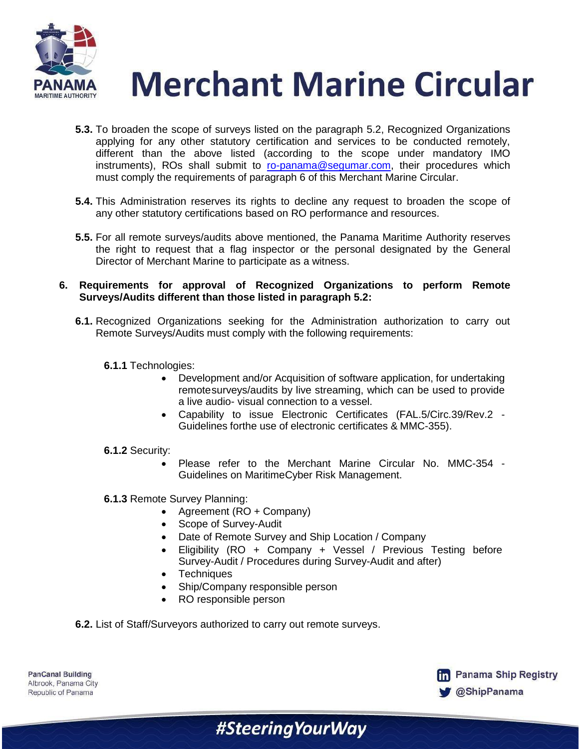**5.3.** To broaden the scope of surveys listed on the paragraph 5.2, Recognized Organizations applying for any other statutory certification and services to be conducted remotely, different than the above listed (according to the scope under mandatory IMO instruments), ROs shall submit to ro-panama@segumar.com, their procedures which must comply the requirements of paragraph 6 of this Merchant Marine Circular.

**5.4.** This Administration reserves its rights to decline any request to broaden the scope of any other statutory certifications based on RO performance and resources.

**5.5.** For all remote surveys/audits above mentioned, the Panama Maritime Authority reserves the right to request that a flag inspector or the personal designated by the General Director of Merchant Marine to participate as a witness.

**6. Requirements for approval of Recognized Organizations to perform Remote Surveys/Audits different than those listed in paragraph 5.2:**

**6.1.** Recognized Organizations seeking for the Administration authorization to carry out Remote Surveys/Audits must comply with the following requirements:

**6.1.1** Technologies:

- Development and/or Acquisition of software application, for undertaking remotesurveys/audits by live streaming, which can be used to provide a live audio- visual connection to a vessel.
- Capability to issue Electronic Certificates (FAL.5/Circ.39/Rev.2 - Guidelines forthe use of electronic certificates & MMC-355).

**6.1.2** Security:

- Please refer to the Merchant Marine Circular No. MMC-354 - Guidelines on MaritimeCyber Risk Management.

**6.1.3** Remote Survey Planning:

- Agreement (RO + Company)
- Scope of Survey-Audit
- Date of Remote Survey and Ship Location / Company
- Eligibility (RO + Company + Vessel / Previous Testing before Survey-Audit / Procedures during Survey-Audit and after)
- Techniques
- Ship/Company responsible person
- RO responsible person

**6.2.** List of Staff/Surveyors authorized to carry out remote surveys.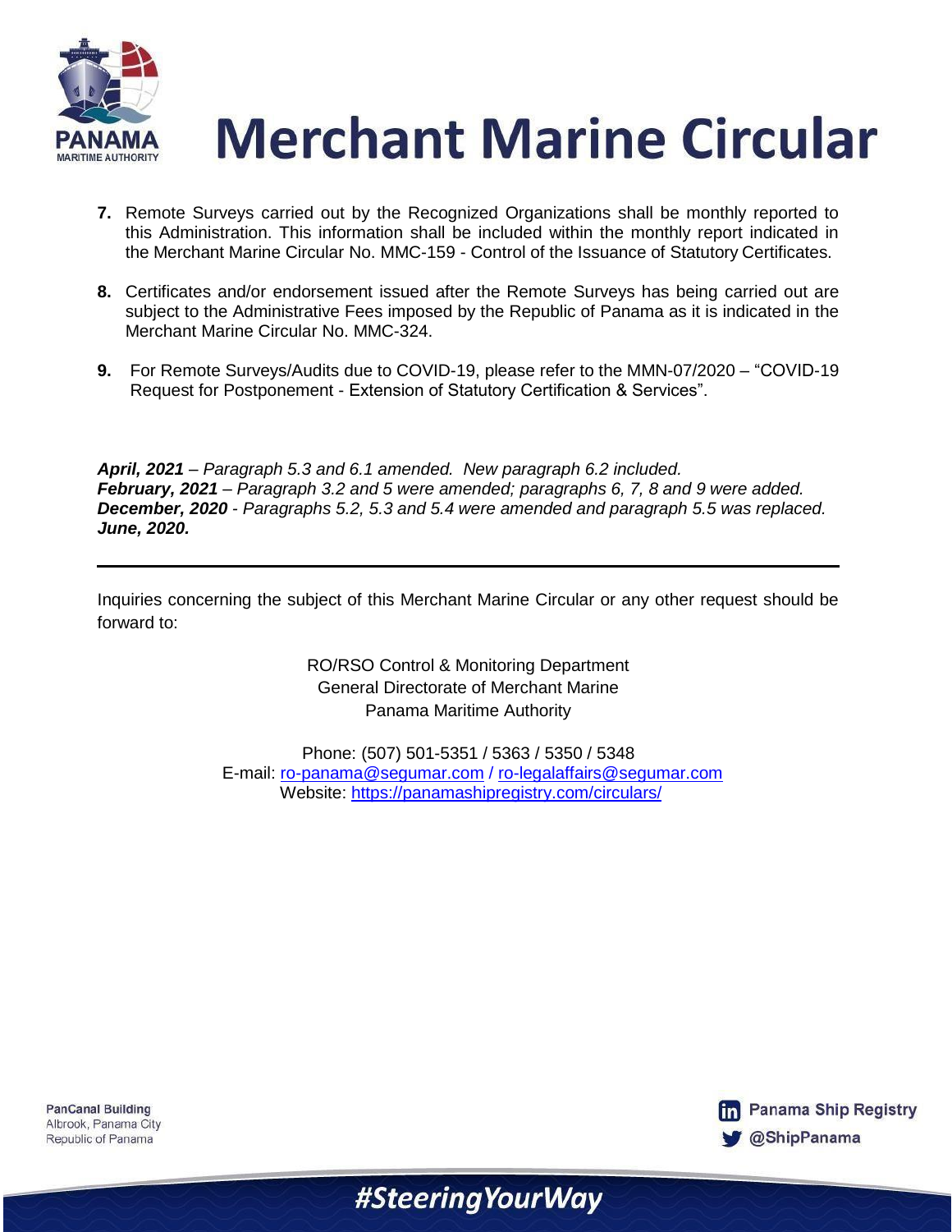**7.** Remote Surveys carried out by the Recognized Organizations shall be monthly reported to this Administration. This information shall be included within the monthly report indicated in the Merchant Marine Circular No. MMC-159 - Control of the Issuance of Statutory Certificates.

**8.** Certificates and/or endorsement issued after the Remote Surveys has being carried out are subject to the Administrative Fees imposed by the Republic of Panama as it is indicated in the Merchant Marine Circular No. MMC-324.

**9.** For Remote Surveys/Audits due to COVID-19, please refer to the MMN-07/2020 – "COVID-19 Request for Postponement - Extension of Statutory Certification & Services".

***April, 2021*** *– Paragraph 5.3 and 6.1 amended. New paragraph 6.2 included.*
***February, 2021*** *– Paragraph 3.2 and 5 were amended; paragraphs 6, 7, 8 and 9 were added.*
***December, 2020*** *- Paragraphs 5.2, 5.3 and 5.4 were amended and paragraph 5.5 was replaced.*
***June, 2020.***

---

Inquiries concerning the subject of this Merchant Marine Circular or any other request should be forward to:

RO/RSO Control & Monitoring Department
General Directorate of Merchant Marine
Panama Maritime Authority

Phone: (507) 501-5351 / 5363 / 5350 / 5348
E-mail: ro-panama@segumar.com / ro-legalaffairs@segumar.com
Website: https://panamashipregistry.com/circulars/